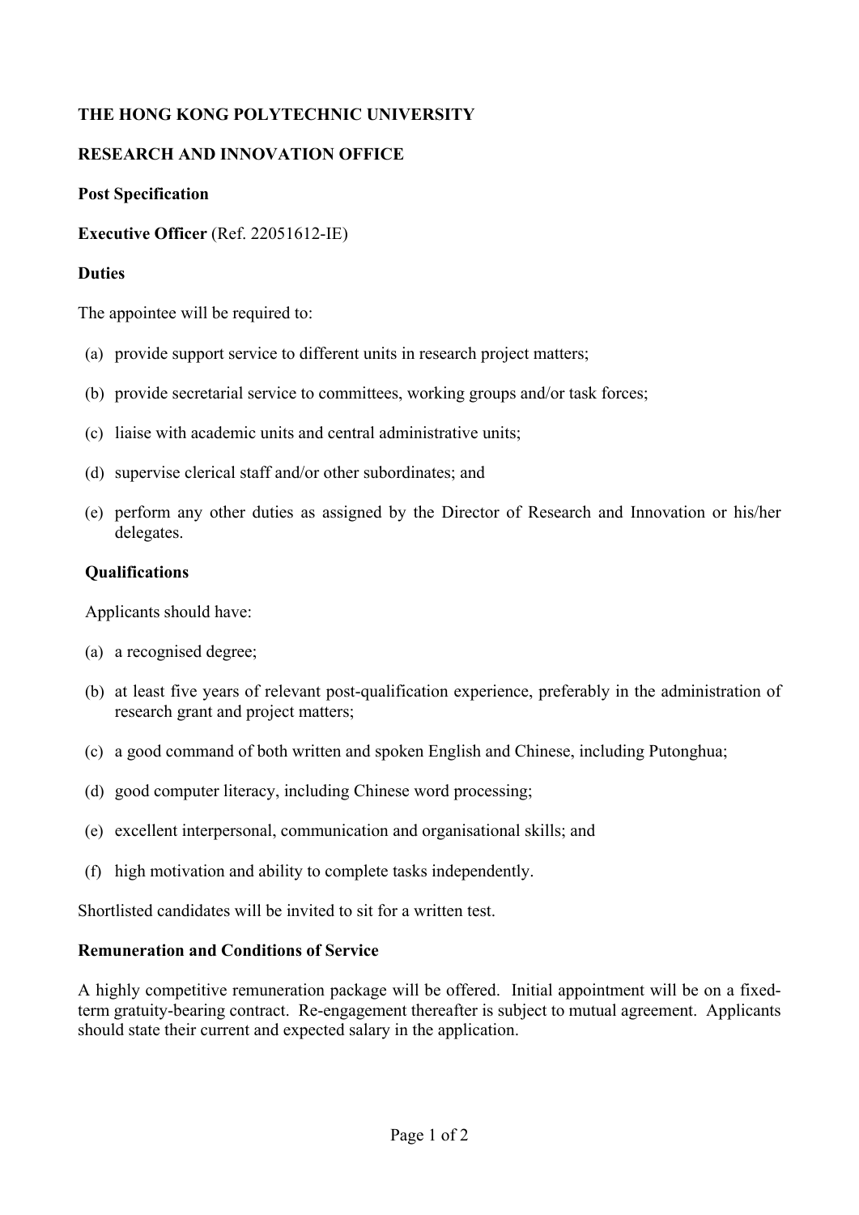**THE HONG KONG POLYTECHNIC UNIVERSITY**

**RESEARCH AND INNOVATION OFFICE**

**Post Specification**

**Executive Officer** (Ref. 22051612-IE)

**Duties**

The appointee will be required to:

(a) provide support service to different units in research project matters;

(b) provide secretarial service to committees, working groups and/or task forces;

(c) liaise with academic units and central administrative units;

(d) supervise clerical staff and/or other subordinates; and

(e) perform any other duties as assigned by the Director of Research and Innovation or his/her delegates.

**Qualifications**

Applicants should have:

(a) a recognised degree;

(b) at least five years of relevant post-qualification experience, preferably in the administration of research grant and project matters;

(c) a good command of both written and spoken English and Chinese, including Putonghua;

(d) good computer literacy, including Chinese word processing;

(e) excellent interpersonal, communication and organisational skills; and

(f) high motivation and ability to complete tasks independently.

Shortlisted candidates will be invited to sit for a written test.

**Remuneration and Conditions of Service**

A highly competitive remuneration package will be offered. Initial appointment will be on a fixed-term gratuity-bearing contract. Re-engagement thereafter is subject to mutual agreement. Applicants should state their current and expected salary in the application.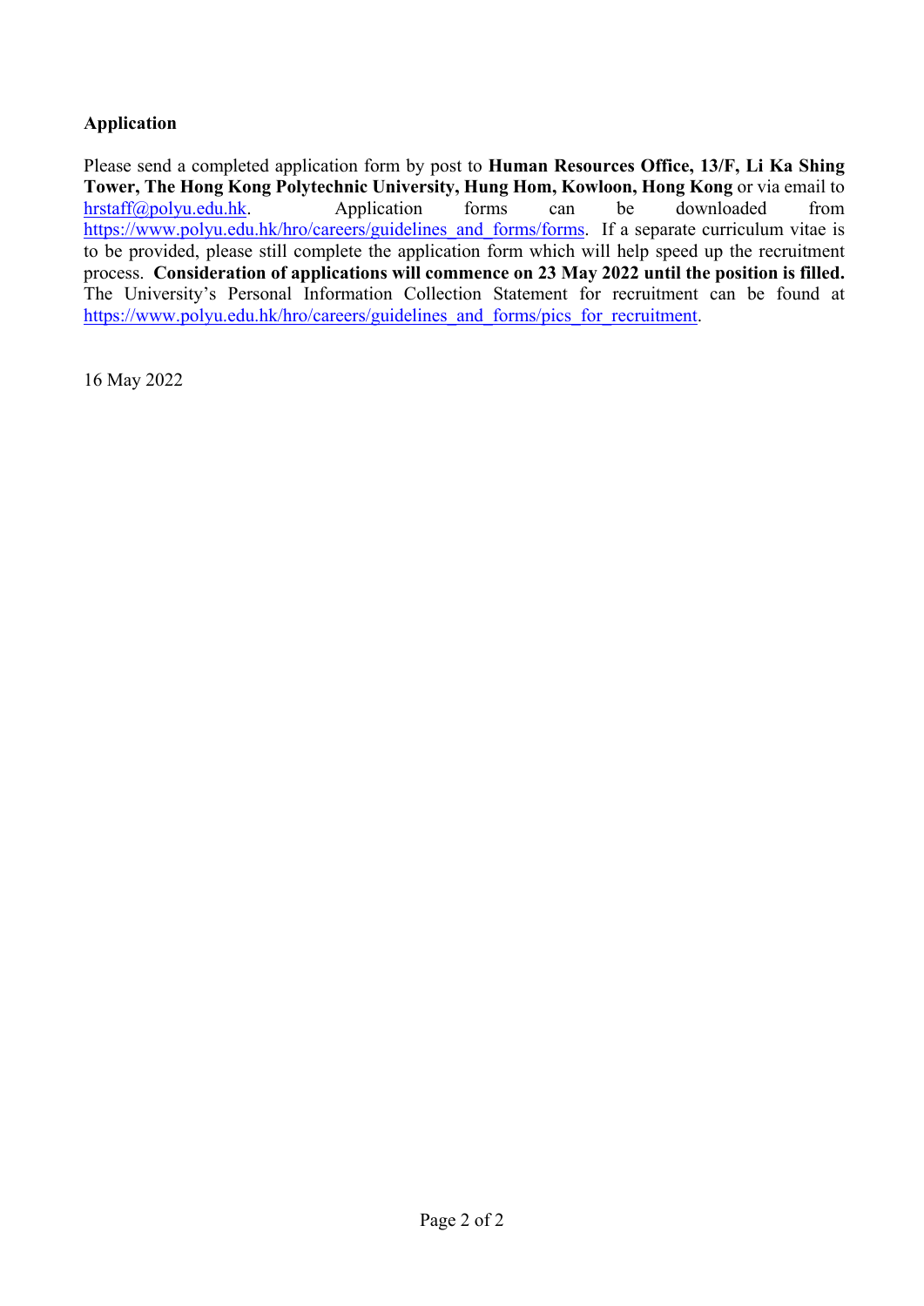**Application**

Please send a completed application form by post to **Human Resources Office, 13/F, Li Ka Shing Tower, The Hong Kong Polytechnic University, Hung Hom, Kowloon, Hong Kong** or via email to hrstaff@polyu.edu.hk. Application forms can be downloaded from https://www.polyu.edu.hk/hro/careers/guidelines_and_forms/forms. If a separate curriculum vitae is to be provided, please still complete the application form which will help speed up the recruitment process. **Consideration of applications will commence on 23 May 2022 until the position is filled.** The University's Personal Information Collection Statement for recruitment can be found at https://www.polyu.edu.hk/hro/careers/guidelines_and_forms/pics_for_recruitment.

16 May 2022